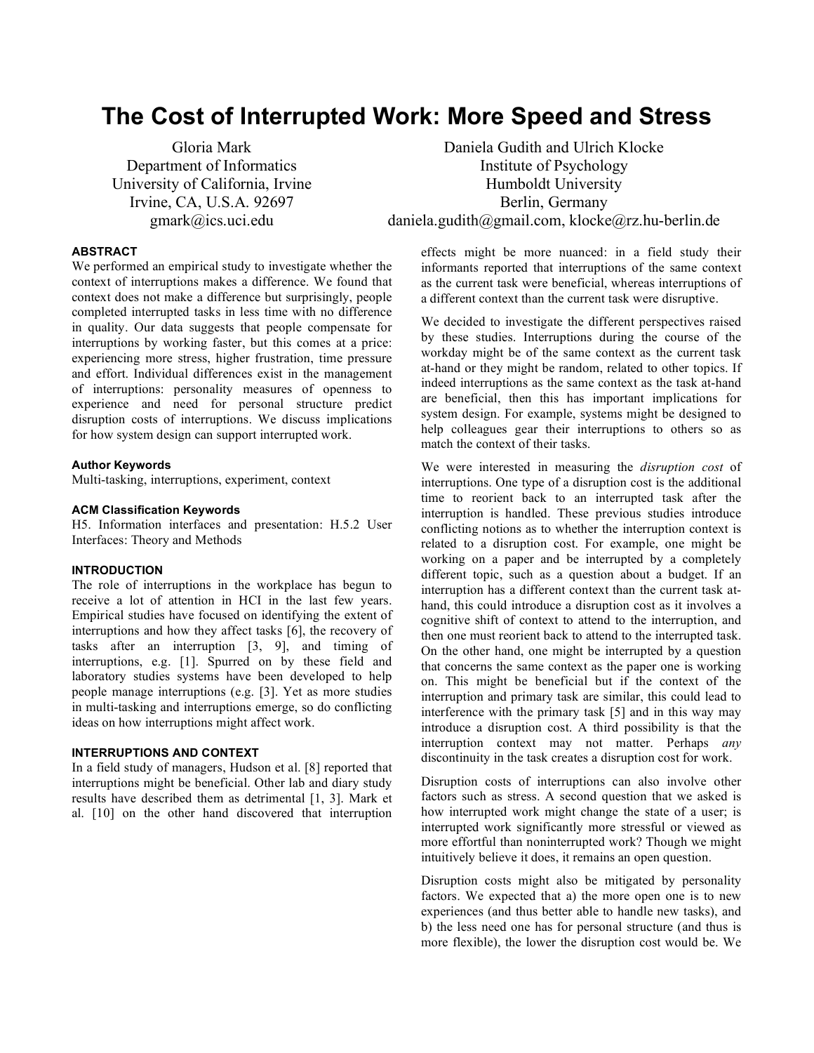# The Cost of Interrupted Work: More Speed and Stress

Gloria Mark
Department of Informatics
University of California, Irvine
Irvine, CA, U.S.A. 92697
gmark@ics.uci.edu

Daniela Gudith and Ulrich Klocke
Institute of Psychology
Humboldt University
Berlin, Germany
daniela.gudith@gmail.com, klocke@rz.hu-berlin.de

### ABSTRACT

We performed an empirical study to investigate whether the context of interruptions makes a difference. We found that context does not make a difference but surprisingly, people completed interrupted tasks in less time with no difference in quality. Our data suggests that people compensate for interruptions by working faster, but this comes at a price: experiencing more stress, higher frustration, time pressure and effort. Individual differences exist in the management of interruptions: personality measures of openness to experience and need for personal structure predict disruption costs of interruptions. We discuss implications for how system design can support interrupted work.

#### Author Keywords

Multi-tasking, interruptions, experiment, context

#### ACM Classification Keywords

H5. Information interfaces and presentation: H.5.2 User Interfaces: Theory and Methods

### INTRODUCTION

The role of interruptions in the workplace has begun to receive a lot of attention in HCI in the last few years. Empirical studies have focused on identifying the extent of interruptions and how they affect tasks [6], the recovery of tasks after an interruption [3, 9], and timing of interruptions, e.g. [1]. Spurred on by these field and laboratory studies systems have been developed to help people manage interruptions (e.g. [3]. Yet as more studies in multi-tasking and interruptions emerge, so do conflicting ideas on how interruptions might affect work.

### INTERRUPTIONS AND CONTEXT

In a field study of managers, Hudson et al. [8] reported that interruptions might be beneficial. Other lab and diary study results have described them as detrimental [1, 3]. Mark et al. [10] on the other hand discovered that interruption effects might be more nuanced: in a field study their informants reported that interruptions of the same context as the current task were beneficial, whereas interruptions of a different context than the current task were disruptive.

We decided to investigate the different perspectives raised by these studies. Interruptions during the course of the workday might be of the same context as the current task at-hand or they might be random, related to other topics. If indeed interruptions as the same context as the task at-hand are beneficial, then this has important implications for system design. For example, systems might be designed to help colleagues gear their interruptions to others so as match the context of their tasks.

We were interested in measuring the *disruption cost* of interruptions. One type of a disruption cost is the additional time to reorient back to an interrupted task after the interruption is handled. These previous studies introduce conflicting notions as to whether the interruption context is related to a disruption cost. For example, one might be working on a paper and be interrupted by a completely different topic, such as a question about a budget. If an interruption has a different context than the current task at-hand, this could introduce a disruption cost as it involves a cognitive shift of context to attend to the interruption, and then one must reorient back to attend to the interrupted task. On the other hand, one might be interrupted by a question that concerns the same context as the paper one is working on. This might be beneficial but if the context of the interruption and primary task are similar, this could lead to interference with the primary task [5] and in this way may introduce a disruption cost. A third possibility is that the interruption context may not matter. Perhaps *any* discontinuity in the task creates a disruption cost for work.

Disruption costs of interruptions can also involve other factors such as stress. A second question that we asked is how interrupted work might change the state of a user; is interrupted work significantly more stressful or viewed as more effortful than noninterrupted work? Though we might intuitively believe it does, it remains an open question.

Disruption costs might also be mitigated by personality factors. We expected that a) the more open one is to new experiences (and thus better able to handle new tasks), and b) the less need one has for personal structure (and thus is more flexible), the lower the disruption cost would be. We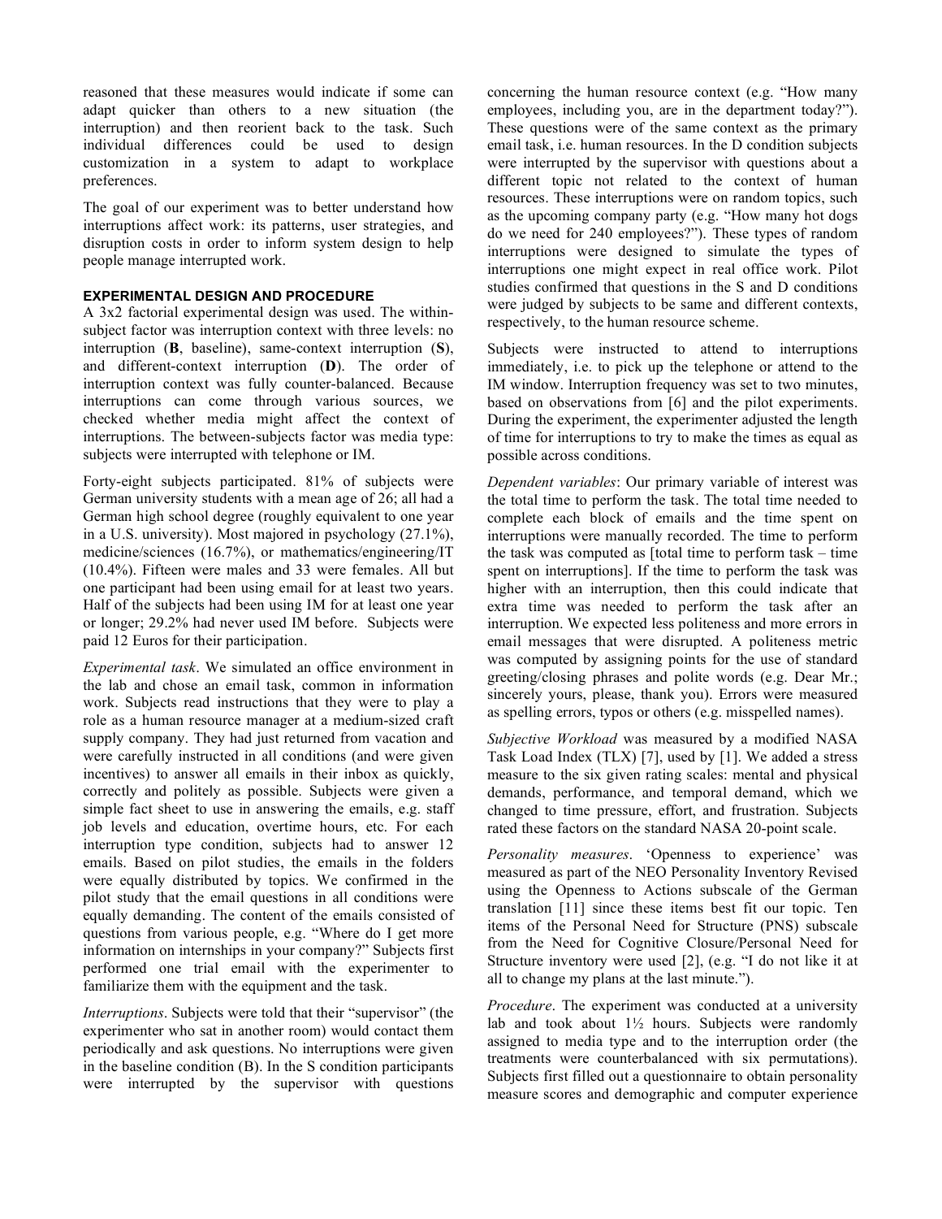reasoned that these measures would indicate if some can adapt quicker than others to a new situation (the interruption) and then reorient back to the task. Such individual differences could be used to design customization in a system to adapt to workplace preferences.

The goal of our experiment was to better understand how interruptions affect work: its patterns, user strategies, and disruption costs in order to inform system design to help people manage interrupted work.

## EXPERIMENTAL DESIGN AND PROCEDURE

A 3x2 factorial experimental design was used. The within-subject factor was interruption context with three levels: no interruption (**B**, baseline), same-context interruption (**S**), and different-context interruption (**D**). The order of interruption context was fully counter-balanced. Because interruptions can come through various sources, we checked whether media might affect the context of interruptions. The between-subjects factor was media type: subjects were interrupted with telephone or IM.

Forty-eight subjects participated. 81% of subjects were German university students with a mean age of 26; all had a German high school degree (roughly equivalent to one year in a U.S. university). Most majored in psychology (27.1%), medicine/sciences (16.7%), or mathematics/engineering/IT (10.4%). Fifteen were males and 33 were females. All but one participant had been using email for at least two years. Half of the subjects had been using IM for at least one year or longer; 29.2% had never used IM before. Subjects were paid 12 Euros for their participation.

*Experimental task*. We simulated an office environment in the lab and chose an email task, common in information work. Subjects read instructions that they were to play a role as a human resource manager at a medium-sized craft supply company. They had just returned from vacation and were carefully instructed in all conditions (and were given incentives) to answer all emails in their inbox as quickly, correctly and politely as possible. Subjects were given a simple fact sheet to use in answering the emails, e.g. staff job levels and education, overtime hours, etc. For each interruption type condition, subjects had to answer 12 emails. Based on pilot studies, the emails in the folders were equally distributed by topics. We confirmed in the pilot study that the email questions in all conditions were equally demanding. The content of the emails consisted of questions from various people, e.g. "Where do I get more information on internships in your company?" Subjects first performed one trial email with the experimenter to familiarize them with the equipment and the task.

*Interruptions*. Subjects were told that their "supervisor" (the experimenter who sat in another room) would contact them periodically and ask questions. No interruptions were given in the baseline condition (B). In the S condition participants were interrupted by the supervisor with questions concerning the human resource context (e.g. "How many employees, including you, are in the department today?"). These questions were of the same context as the primary email task, i.e. human resources. In the D condition subjects were interrupted by the supervisor with questions about a different topic not related to the context of human resources. These interruptions were on random topics, such as the upcoming company party (e.g. "How many hot dogs do we need for 240 employees?"). These types of random interruptions were designed to simulate the types of interruptions one might expect in real office work. Pilot studies confirmed that questions in the S and D conditions were judged by subjects to be same and different contexts, respectively, to the human resource scheme.

Subjects were instructed to attend to interruptions immediately, i.e. to pick up the telephone or attend to the IM window. Interruption frequency was set to two minutes, based on observations from [6] and the pilot experiments. During the experiment, the experimenter adjusted the length of time for interruptions to try to make the times as equal as possible across conditions.

*Dependent variables*: Our primary variable of interest was the total time to perform the task. The total time needed to complete each block of emails and the time spent on interruptions were manually recorded. The time to perform the task was computed as [total time to perform task – time spent on interruptions]. If the time to perform the task was higher with an interruption, then this could indicate that extra time was needed to perform the task after an interruption. We expected less politeness and more errors in email messages that were disrupted. A politeness metric was computed by assigning points for the use of standard greeting/closing phrases and polite words (e.g. Dear Mr.; sincerely yours, please, thank you). Errors were measured as spelling errors, typos or others (e.g. misspelled names).

*Subjective Workload* was measured by a modified NASA Task Load Index (TLX) [7], used by [1]. We added a stress measure to the six given rating scales: mental and physical demands, performance, and temporal demand, which we changed to time pressure, effort, and frustration. Subjects rated these factors on the standard NASA 20-point scale.

*Personality measures*. 'Openness to experience' was measured as part of the NEO Personality Inventory Revised using the Openness to Actions subscale of the German translation [11] since these items best fit our topic. Ten items of the Personal Need for Structure (PNS) subscale from the Need for Cognitive Closure/Personal Need for Structure inventory were used [2], (e.g. "I do not like it at all to change my plans at the last minute.").

*Procedure*. The experiment was conducted at a university lab and took about 1½ hours. Subjects were randomly assigned to media type and to the interruption order (the treatments were counterbalanced with six permutations). Subjects first filled out a questionnaire to obtain personality measure scores and demographic and computer experience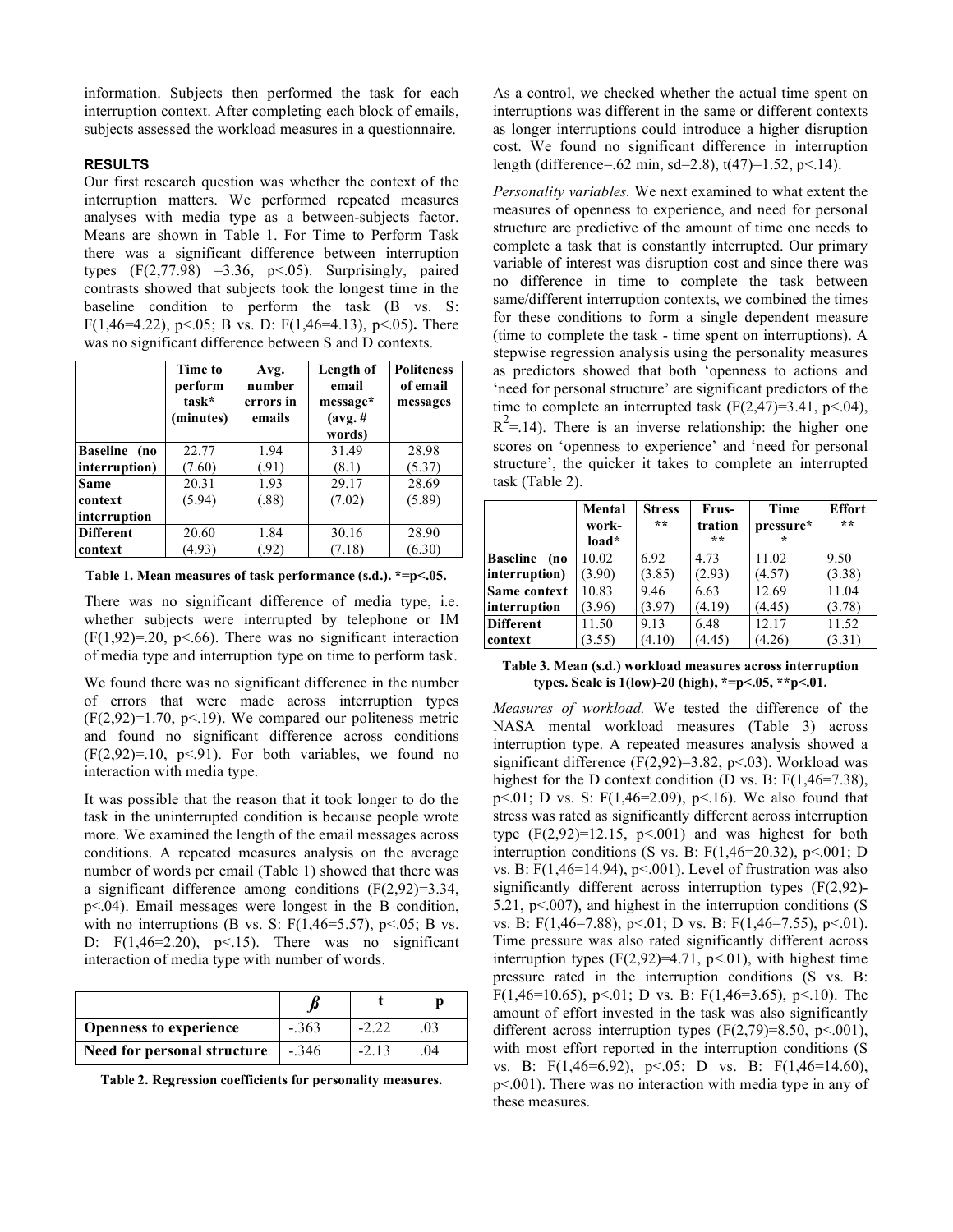information. Subjects then performed the task for each interruption context. After completing each block of emails, subjects assessed the workload measures in a questionnaire.

## RESULTS

Our first research question was whether the context of the interruption matters. We performed repeated measures analyses with media type as a between-subjects factor. Means are shown in Table 1. For Time to Perform Task there was a significant difference between interruption types ($F(2,77.98) = 3.36$, $p<.05$). Surprisingly, paired contrasts showed that subjects took the longest time in the baseline condition to perform the task (B vs. S: $F(1,46=4.22)$, $p<.05$; B vs. D: $F(1,46=4.13)$, $p<.05$). There was no significant difference between S and D contexts.

| | Time to perform task* (minutes) | Avg. number errors in emails | Length of email message* (avg. # words) | Politeness of email messages |
|---|---|---|---|---|
| **Baseline (no interruption)** | 22.77 (7.60) | 1.94 (.91) | 31.49 (8.1) | 28.98 (5.37) |
| **Same context interruption** | 20.31 (5.94) | 1.93 (.88) | 29.17 (7.02) | 28.69 (5.89) |
| **Different context** | 20.60 (4.93) | 1.84 (.92) | 30.16 (7.18) | 28.90 (6.30) |

**Table 1. Mean measures of task performance (s.d.). *=p<.05.**

There was no significant difference of media type, i.e. whether subjects were interrupted by telephone or IM ($F(1,92)=.20$, $p<.66$). There was no significant interaction of media type and interruption type on time to perform task.

We found there was no significant difference in the number of errors that were made across interruption types ($F(2,92)=1.70$, $p<.19$). We compared our politeness metric and found no significant difference across conditions ($F(2,92)=.10$, $p<.91$). For both variables, we found no interaction with media type.

It was possible that the reason that it took longer to do the task in the uninterrupted condition is because people wrote more. We examined the length of the email messages across conditions. A repeated measures analysis on the average number of words per email (Table 1) showed that there was a significant difference among conditions ($F(2,92)=3.34$, $p<.04$). Email messages were longest in the B condition, with no interruptions (B vs. S: $F(1,46=5.57)$, $p<.05$; B vs. D: $F(1,46=2.20)$, $p<.15$). There was no significant interaction of media type with number of words.

| | $\beta$ | t | p |
|---|---|---|---|
| **Openness to experience** | -.363 | -2.22 | .03 |
| **Need for personal structure** | -.346 | -2.13 | .04 |

**Table 2. Regression coefficients for personality measures.**

As a control, we checked whether the actual time spent on interruptions was different in the same or different contexts as longer interruptions could introduce a higher disruption cost. We found no significant difference in interruption length (difference=.62 min, sd=2.8), $t(47)=1.52$, $p<.14$).

*Personality variables.* We next examined to what extent the measures of openness to experience, and need for personal structure are predictive of the amount of time one needs to complete a task that is constantly interrupted. Our primary variable of interest was disruption cost and since there was no difference in time to complete the task between same/different interruption contexts, we combined the times for these conditions to form a single dependent measure (time to complete the task - time spent on interruptions). A stepwise regression analysis using the personality measures as predictors showed that both 'openness to actions and 'need for personal structure' are significant predictors of the time to complete an interrupted task ($F(2,47)=3.41$, $p<.04$), $R^2=.14$). There is an inverse relationship: the higher one scores on 'openness to experience' and 'need for personal structure', the quicker it takes to complete an interrupted task (Table 2).

| | Mental work-load* | Stress ** | Frus-tration ** | Time pressure** | Effort ** |
|---|---|---|---|---|---|
| **Baseline (no interruption)** | 10.02 (3.90) | 6.92 (3.85) | 4.73 (2.93) | 11.02 (4.57) | 9.50 (3.38) |
| **Same context interruption** | 10.83 (3.96) | 9.46 (3.97) | 6.63 (4.19) | 12.69 (4.45) | 11.04 (3.78) |
| **Different context** | 11.50 (3.55) | 9.13 (4.10) | 6.48 (4.45) | 12.17 (4.26) | 11.52 (3.31) |

**Table 3. Mean (s.d.) workload measures across interruption types. Scale is 1(low)-20 (high), *=p<.05, **p<.01.**

*Measures of workload.* We tested the difference of the NASA mental workload measures (Table 3) across interruption type. A repeated measures analysis showed a significant difference ($F(2,92)=3.82$, $p<.03$). Workload was highest for the D context condition (D vs. B: $F(1,46=7.38)$, $p<.01$; D vs. S: $F(1,46=2.09)$, $p<.16$). We also found that stress was rated as significantly different across interruption type ($F(2,92)=12.15$, $p<.001$) and was highest for both interruption conditions (S vs. B: $F(1,46=20.32)$, $p<.001$; D vs. B: $F(1,46=14.94)$, $p<.001$). Level of frustration was also significantly different across interruption types ($F(2,92)$-5.21, $p<.007$), and highest in the interruption conditions (S vs. B: $F(1,46=7.88)$, $p<.01$; D vs. B: $F(1,46=7.55)$, $p<.01$). Time pressure was also rated significantly different across interruption types ($F(2,92)=4.71$, $p<.01$), with highest time pressure rated in the interruption conditions (S vs. B: $F(1,46=10.65)$, $p<.01$; D vs. B: $F(1,46=3.65)$, $p<.10$). The amount of effort invested in the task was also significantly different across interruption types ($F(2,79)=8.50$, $p<.001$), with most effort reported in the interruption conditions (S vs. B: $F(1,46=6.92)$, $p<.05$; D vs. B: $F(1,46=14.60)$, $p<.001$). There was no interaction with media type in any of these measures.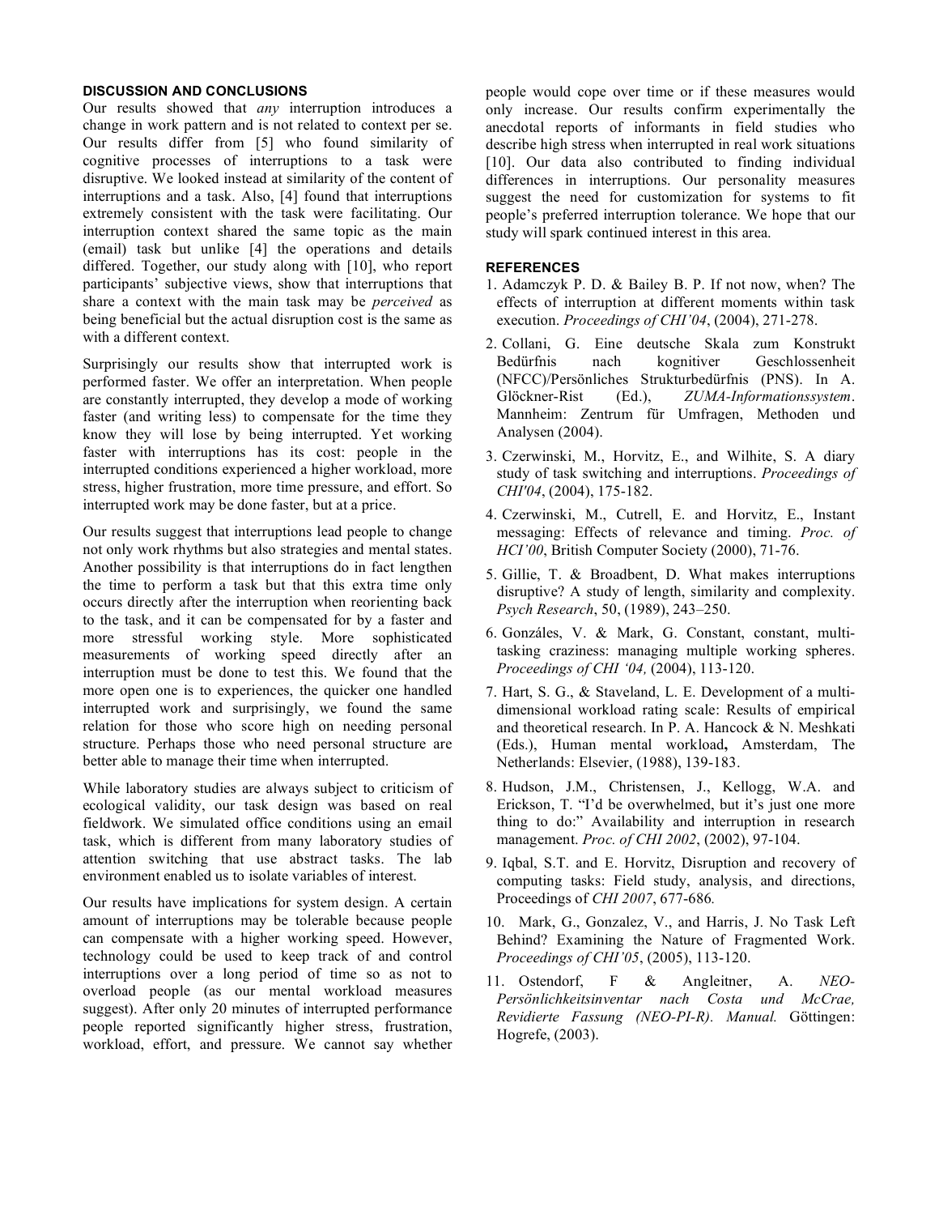## DISCUSSION AND CONCLUSIONS

Our results showed that *any* interruption introduces a change in work pattern and is not related to context per se. Our results differ from [5] who found similarity of cognitive processes of interruptions to a task were disruptive. We looked instead at similarity of the content of interruptions and a task. Also, [4] found that interruptions extremely consistent with the task were facilitating. Our interruption context shared the same topic as the main (email) task but unlike [4] the operations and details differed. Together, our study along with [10], who report participants' subjective views, show that interruptions that share a context with the main task may be *perceived* as being beneficial but the actual disruption cost is the same as with a different context.

Surprisingly our results show that interrupted work is performed faster. We offer an interpretation. When people are constantly interrupted, they develop a mode of working faster (and writing less) to compensate for the time they know they will lose by being interrupted. Yet working faster with interruptions has its cost: people in the interrupted conditions experienced a higher workload, more stress, higher frustration, more time pressure, and effort. So interrupted work may be done faster, but at a price.

Our results suggest that interruptions lead people to change not only work rhythms but also strategies and mental states. Another possibility is that interruptions do in fact lengthen the time to perform a task but that this extra time only occurs directly after the interruption when reorienting back to the task, and it can be compensated for by a faster and more stressful working style. More sophisticated measurements of working speed directly after an interruption must be done to test this. We found that the more open one is to experiences, the quicker one handled interrupted work and surprisingly, we found the same relation for those who score high on needing personal structure. Perhaps those who need personal structure are better able to manage their time when interrupted.

While laboratory studies are always subject to criticism of ecological validity, our task design was based on real fieldwork. We simulated office conditions using an email task, which is different from many laboratory studies of attention switching that use abstract tasks. The lab environment enabled us to isolate variables of interest.

Our results have implications for system design. A certain amount of interruptions may be tolerable because people can compensate with a higher working speed. However, technology could be used to keep track of and control interruptions over a long period of time so as not to overload people (as our mental workload measures suggest). After only 20 minutes of interrupted performance people reported significantly higher stress, frustration, workload, effort, and pressure. We cannot say whether people would cope over time or if these measures would only increase. Our results confirm experimentally the anecdotal reports of informants in field studies who describe high stress when interrupted in real work situations [10]. Our data also contributed to finding individual differences in interruptions. Our personality measures suggest the need for customization for systems to fit people's preferred interruption tolerance. We hope that our study will spark continued interest in this area.

## REFERENCES

1. Adamczyk P. D. & Bailey B. P. If not now, when? The effects of interruption at different moments within task execution. *Proceedings of CHI'04*, (2004), 271-278.
2. Collani, G. Eine deutsche Skala zum Konstrukt Bedürfnis nach kognitiver Geschlossenheit (NFCC)/Persönliches Strukturbedürfnis (PNS). In A. Glöckner-Rist (Ed.), *ZUMA-Informationssystem*. Mannheim: Zentrum für Umfragen, Methoden und Analysen (2004).
3. Czerwinski, M., Horvitz, E., and Wilhite, S. A diary study of task switching and interruptions. *Proceedings of CHI'04*, (2004), 175-182.
4. Czerwinski, M., Cutrell, E. and Horvitz, E., Instant messaging: Effects of relevance and timing. *Proc. of HCI'00*, British Computer Society (2000), 71-76.
5. Gillie, T. & Broadbent, D. What makes interruptions disruptive? A study of length, similarity and complexity. *Psych Research*, 50, (1989), 243–250.
6. Gonzáles, V. & Mark, G. Constant, constant, multi-tasking craziness: managing multiple working spheres. *Proceedings of CHI '04,* (2004), 113-120.
7. Hart, S. G., & Staveland, L. E. Development of a multi-dimensional workload rating scale: Results of empirical and theoretical research. In P. A. Hancock & N. Meshkati (Eds.), Human mental workload**,** Amsterdam, The Netherlands: Elsevier, (1988), 139-183.
8. Hudson, J.M., Christensen, J., Kellogg, W.A. and Erickson, T. "I'd be overwhelmed, but it's just one more thing to do:" Availability and interruption in research management. *Proc. of CHI 2002*, (2002), 97-104.
9. Iqbal, S.T. and E. Horvitz, Disruption and recovery of computing tasks: Field study, analysis, and directions, Proceedings of *CHI 2007*, 677-686*.*
10. Mark, G., Gonzalez, V., and Harris, J. No Task Left Behind? Examining the Nature of Fragmented Work. *Proceedings of CHI'05*, (2005), 113-120.
11. Ostendorf, F & Angleitner, A. *NEO-Persönlichkeitsinventar nach Costa und McCrae, Revidierte Fassung (NEO-PI-R). Manual.* Göttingen: Hogrefe, (2003).